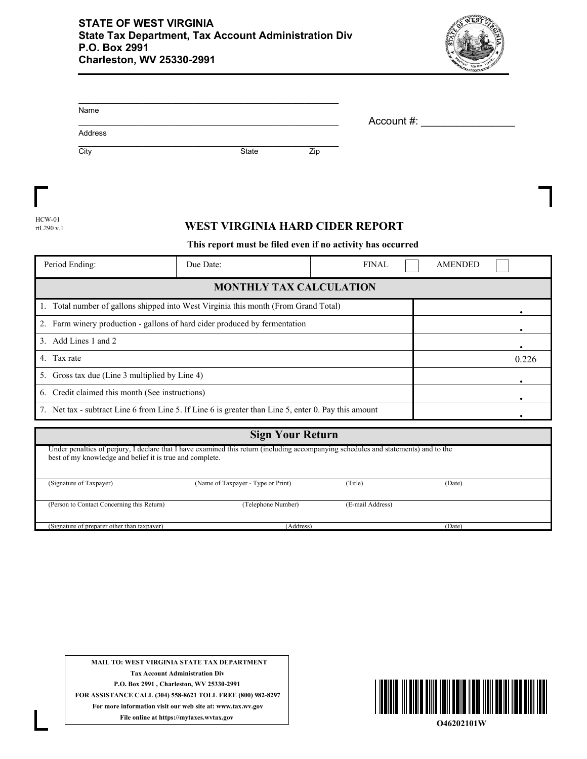**STATE OF WEST VIRGINIA**
**State Tax Department, Tax Account Administration Div**
**P.O. Box 2991**
**Charleston, WV 25330-2991**

Name ______________________________

Address ______________________________

City ______________ State ______ Zip ______

Account #: ________________

HCW-01
rtL290 v.1

# WEST VIRGINIA HARD CIDER REPORT

**This report must be filed even if no activity has occurred**

| Period Ending: | Due Date: | FINAL ☐ | AMENDED ☐ |
|---|---|---|---|

## MONTHLY TAX CALCULATION

| Line | Amount |
|---|---|
| 1. Total number of gallons shipped into West Virginia this month (From Grand Total) | . |
| 2. Farm winery production - gallons of hard cider produced by fermentation | . |
| 3. Add Lines 1 and 2 | . |
| 4. Tax rate | 0.226 |
| 5. Gross tax due (Line 3 multiplied by Line 4) | . |
| 6. Credit claimed this month (See instructions) | . |
| 7. Net tax - subtract Line 6 from Line 5. If Line 6 is greater than Line 5, enter 0. Pay this amount | . |

## Sign Your Return

Under penalties of perjury, I declare that I have examined this return (including accompanying schedules and statements) and to the best of my knowledge and belief it is true and complete.

| (Signature of Taxpayer) | (Name of Taxpayer - Type or Print) | (Title) | (Date) |
|---|---|---|---|
| (Person to Contact Concerning this Return) | (Telephone Number) | (E-mail Address) | |
| (Signature of preparer other than taxpayer) | (Address) | | (Date) |

**MAIL TO: WEST VIRGINIA STATE TAX DEPARTMENT**
**Tax Account Administration Div**
**P.O. Box 2991 , Charleston, WV 25330-2991**
**FOR ASSISTANCE CALL (304) 558-8621 TOLL FREE (800) 982-8297**
**For more information visit our web site at: www.tax.wv.gov**
**File online at https://mytaxes.wvtax.gov**

O46202101W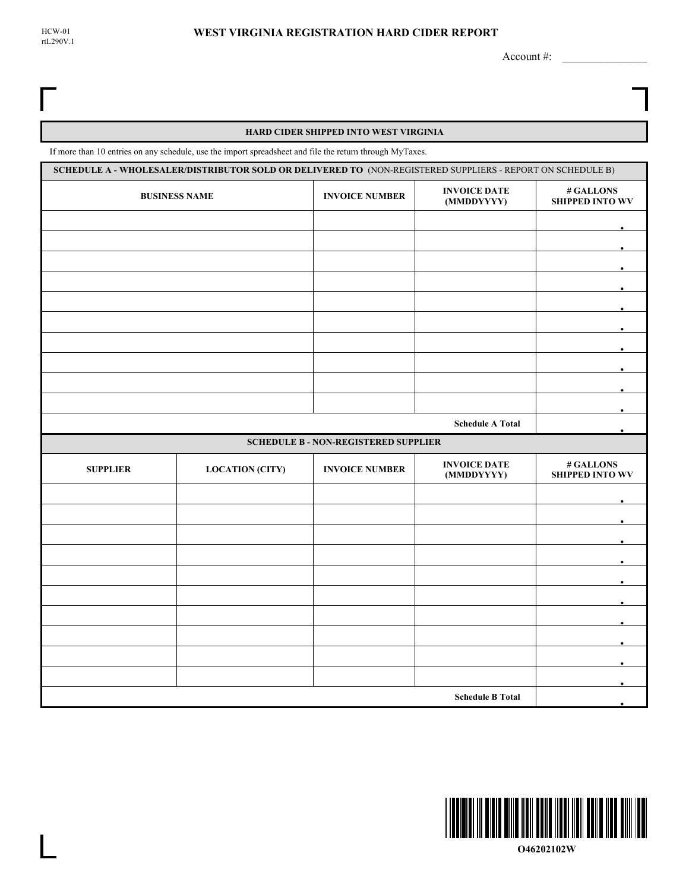HCW-01
rtL290V.1

# WEST VIRGINIA REGISTRATION HARD CIDER REPORT

Account #: _______________

## HARD CIDER SHIPPED INTO WEST VIRGINIA

If more than 10 entries on any schedule, use the import spreadsheet and file the return through MyTaxes.

**SCHEDULE A - WHOLESALER/DISTRIBUTOR SOLD OR DELIVERED TO** (NON-REGISTERED SUPPLIERS - REPORT ON SCHEDULE B)

| BUSINESS NAME | INVOICE NUMBER | INVOICE DATE (MMDDYYYY) | # GALLONS SHIPPED INTO WV |
|---|---|---|---|
| | | | . |
| | | | . |
| | | | . |
| | | | . |
| | | | . |
| | | | . |
| | | | . |
| | | | . |
| | | | . |
| | | | . |
| | | **Schedule A Total** | . |

**SCHEDULE B - NON-REGISTERED SUPPLIER**

| SUPPLIER | LOCATION (CITY) | INVOICE NUMBER | INVOICE DATE (MMDDYYYY) | # GALLONS SHIPPED INTO WV |
|---|---|---|---|---|
| | | | | . |
| | | | | . |
| | | | | . |
| | | | | . |
| | | | | . |
| | | | | . |
| | | | | . |
| | | | | . |
| | | | | . |
| | | | | . |
| | | | **Schedule B Total** | . |

O46202102W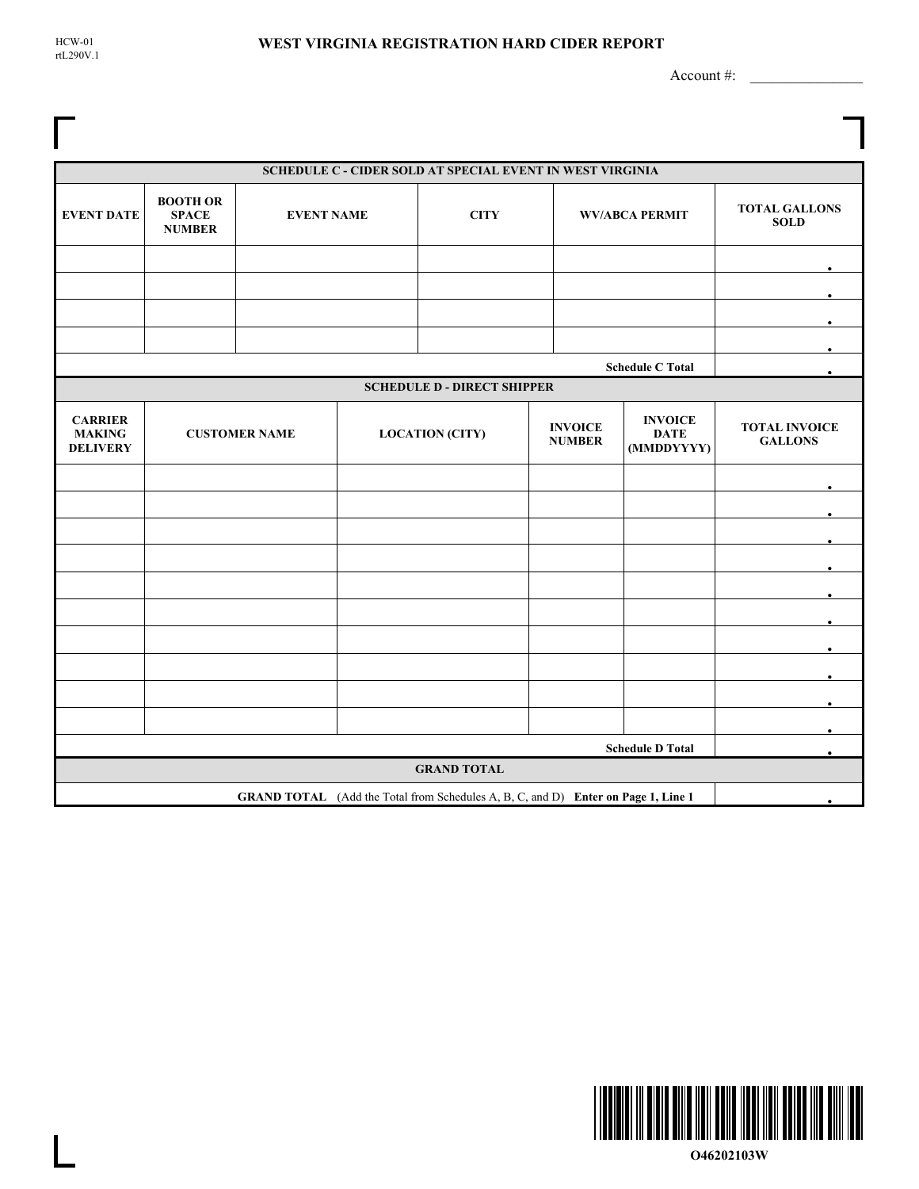HCW-01
rtL290V.1

# WEST VIRGINIA REGISTRATION HARD CIDER REPORT

Account #: _______________

| SCHEDULE C - CIDER SOLD AT SPECIAL EVENT IN WEST VIRGINIA | | | | | |
|---|---|---|---|---|---|
| EVENT DATE | BOOTH OR SPACE NUMBER | EVENT NAME | CITY | WV/ABCA PERMIT | TOTAL GALLONS SOLD |
| | | | | | . |
| | | | | | . |
| | | | | | . |
| | | | | | . |
| | | | | Schedule C Total | . |

| SCHEDULE D - DIRECT SHIPPER | | | | | |
|---|---|---|---|---|---|
| CARRIER MAKING DELIVERY | CUSTOMER NAME | LOCATION (CITY) | INVOICE NUMBER | INVOICE DATE (MMDDYYYY) | TOTAL INVOICE GALLONS |
| | | | | | . |
| | | | | | . |
| | | | | | . |
| | | | | | . |
| | | | | | . |
| | | | | | . |
| | | | | | . |
| | | | | | . |
| | | | | | . |
| | | | | | . |
| | | | | Schedule D Total | . |

| GRAND TOTAL | |
|---|---|
| **GRAND TOTAL** (Add the Total from Schedules A, B, C, and D) **Enter on Page 1, Line 1** | . |

O46202103W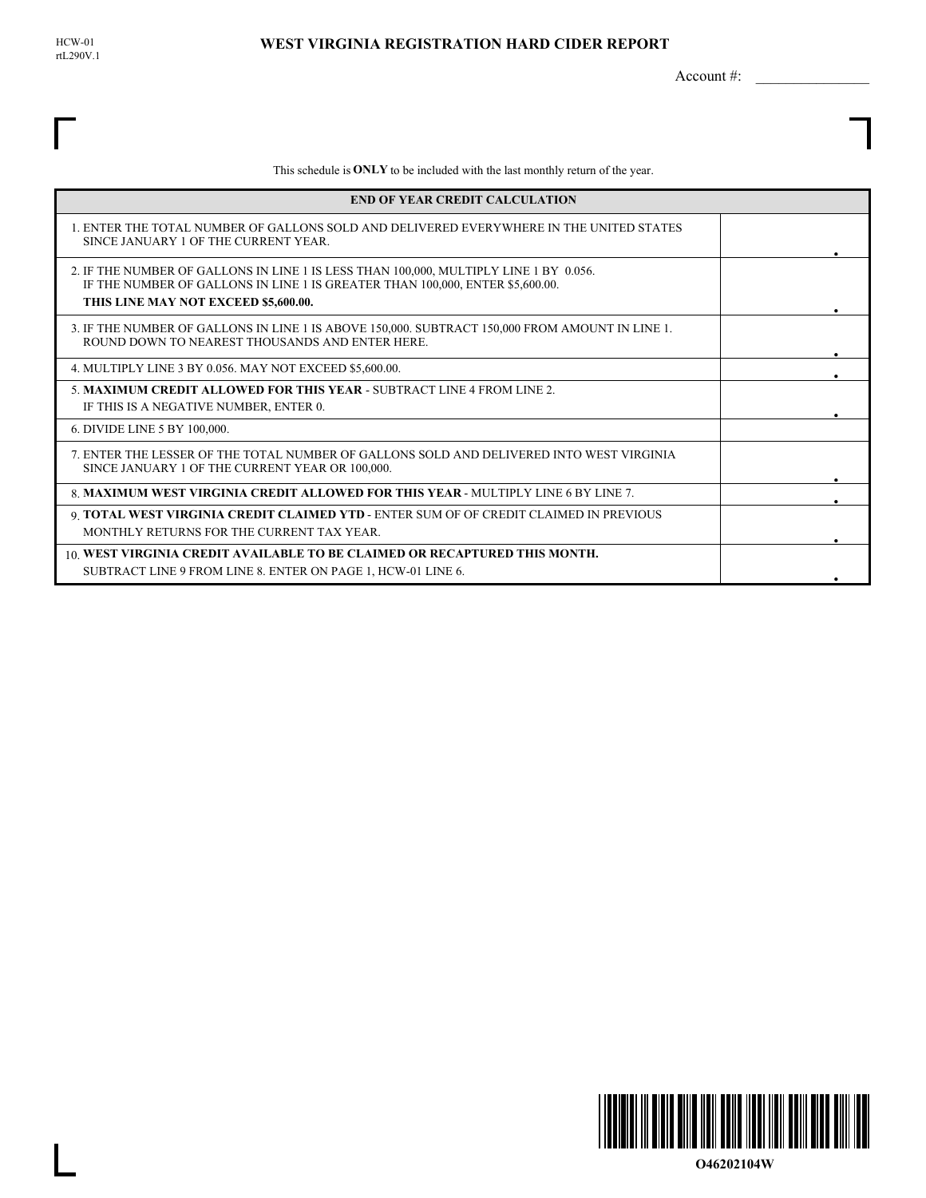HCW-01
rtL290V.1

# WEST VIRGINIA REGISTRATION HARD CIDER REPORT

Account #: _______________

This schedule is **ONLY** to be included with the last monthly return of the year.

| END OF YEAR CREDIT CALCULATION | |
|---|---|
| 1. ENTER THE TOTAL NUMBER OF GALLONS SOLD AND DELIVERED EVERYWHERE IN THE UNITED STATES SINCE JANUARY 1 OF THE CURRENT YEAR. | . |
| 2. IF THE NUMBER OF GALLONS IN LINE 1 IS LESS THAN 100,000, MULTIPLY LINE 1 BY 0.056. IF THE NUMBER OF GALLONS IN LINE 1 IS GREATER THAN 100,000, ENTER $5,600.00. **THIS LINE MAY NOT EXCEED $5,600.00.** | . |
| 3. IF THE NUMBER OF GALLONS IN LINE 1 IS ABOVE 150,000. SUBTRACT 150,000 FROM AMOUNT IN LINE 1. ROUND DOWN TO NEAREST THOUSANDS AND ENTER HERE. | . |
| 4. MULTIPLY LINE 3 BY 0.056. MAY NOT EXCEED $5,600.00. | . |
| 5. **MAXIMUM CREDIT ALLOWED FOR THIS YEAR** - SUBTRACT LINE 4 FROM LINE 2. IF THIS IS A NEGATIVE NUMBER, ENTER 0. | . |
| 6. DIVIDE LINE 5 BY 100,000. | |
| 7. ENTER THE LESSER OF THE TOTAL NUMBER OF GALLONS SOLD AND DELIVERED INTO WEST VIRGINIA SINCE JANUARY 1 OF THE CURRENT YEAR OR 100,000. | . |
| 8. **MAXIMUM WEST VIRGINIA CREDIT ALLOWED FOR THIS YEAR** - MULTIPLY LINE 6 BY LINE 7. | . |
| 9. **TOTAL WEST VIRGINIA CREDIT CLAIMED YTD** - ENTER SUM OF OF CREDIT CLAIMED IN PREVIOUS MONTHLY RETURNS FOR THE CURRENT TAX YEAR. | . |
| 10. **WEST VIRGINIA CREDIT AVAILABLE TO BE CLAIMED OR RECAPTURED THIS MONTH.** SUBTRACT LINE 9 FROM LINE 8. ENTER ON PAGE 1, HCW-01 LINE 6. | . |

O46202104W